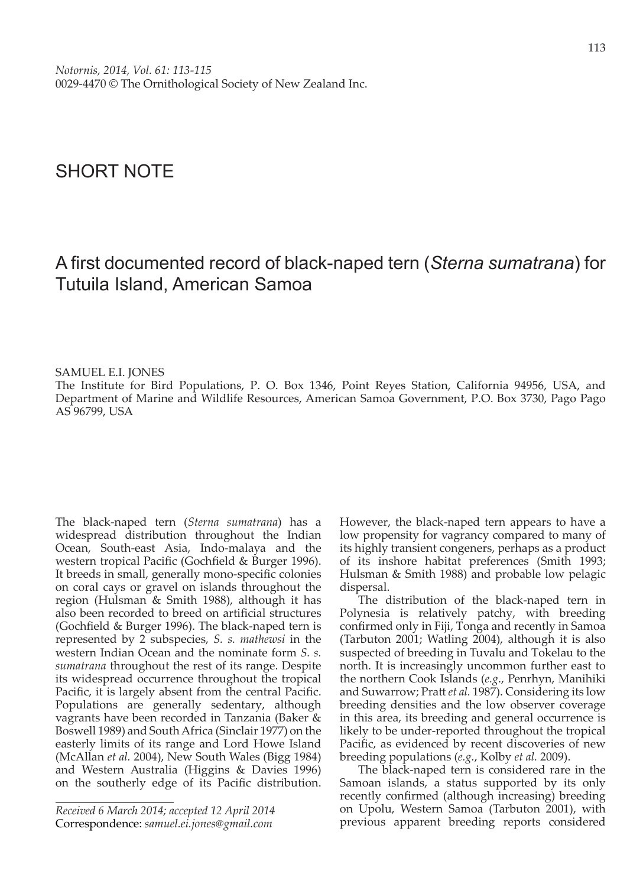SHORT NOTE

# A first documented record of black-naped tern (*Sterna sumatrana*) for Tutuila Island, American Samoa

SAMUEL E.I. JONES
The Institute for Bird Populations, P. O. Box 1346, Point Reyes Station, California 94956, USA, and Department of Marine and Wildlife Resources, American Samoa Government, P.O. Box 3730, Pago Pago AS 96799, USA

The black-naped tern (*Sterna sumatrana*) has a widespread distribution throughout the Indian Ocean, South-east Asia, Indo-malaya and the western tropical Pacific (Gochfield & Burger 1996). It breeds in small, generally mono-specific colonies on coral cays or gravel on islands throughout the region (Hulsman & Smith 1988), although it has also been recorded to breed on artificial structures (Gochfield & Burger 1996). The black-naped tern is represented by 2 subspecies, *S. s. mathewsi* in the western Indian Ocean and the nominate form *S. s. sumatrana* throughout the rest of its range. Despite its widespread occurrence throughout the tropical Pacific, it is largely absent from the central Pacific. Populations are generally sedentary, although vagrants have been recorded in Tanzania (Baker & Boswell 1989) and South Africa (Sinclair 1977) on the easterly limits of its range and Lord Howe Island (McAllan *et al.* 2004), New South Wales (Bigg 1984) and Western Australia (Higgins & Davies 1996) on the southerly edge of its Pacific distribution. However, the black-naped tern appears to have a low propensity for vagrancy compared to many of its highly transient congeners, perhaps as a product of its inshore habitat preferences (Smith 1993; Hulsman & Smith 1988) and probable low pelagic dispersal.

The distribution of the black-naped tern in Polynesia is relatively patchy, with breeding confirmed only in Fiji, Tonga and recently in Samoa (Tarbuton 2001; Watling 2004), although it is also suspected of breeding in Tuvalu and Tokelau to the north. It is increasingly uncommon further east to the northern Cook Islands (*e.g.*, Penrhyn, Manihiki and Suwarrow; Pratt *et al.* 1987). Considering its low breeding densities and the low observer coverage in this area, its breeding and general occurrence is likely to be under-reported throughout the tropical Pacific, as evidenced by recent discoveries of new breeding populations (*e.g.*, Kolby *et al.* 2009).

The black-naped tern is considered rare in the Samoan islands, a status supported by its only recently confirmed (although increasing) breeding on Upolu, Western Samoa (Tarbuton 2001), with previous apparent breeding reports considered

*Received 6 March 2014; accepted 12 April 2014*
Correspondence: *samuel.ei.jones@gmail.com*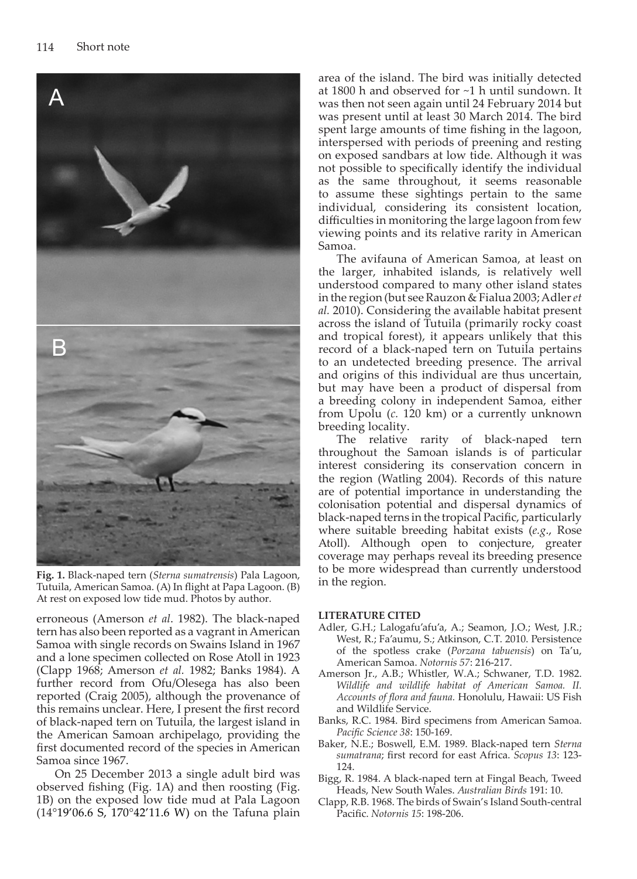**Fig. 1.** Black-naped tern (*Sterna sumatrensis*) Pala Lagoon, Tutuila, American Samoa. (A) In flight at Papa Lagoon. (B) At rest on exposed low tide mud. Photos by author.

erroneous (Amerson *et al*. 1982). The black-naped tern has also been reported as a vagrant in American Samoa with single records on Swains Island in 1967 and a lone specimen collected on Rose Atoll in 1923 (Clapp 1968; Amerson *et al*. 1982; Banks 1984). A further record from Ofu/Olesega has also been reported (Craig 2005), although the provenance of this remains unclear. Here, I present the first record of black-naped tern on Tutuila, the largest island in the American Samoan archipelago, providing the first documented record of the species in American Samoa since 1967.

On 25 December 2013 a single adult bird was observed fishing (Fig. 1A) and then roosting (Fig. 1B) on the exposed low tide mud at Pala Lagoon (14°19′06.6 S, 170°42′11.6 W) on the Tafuna plain area of the island. The bird was initially detected at 1800 h and observed for ~1 h until sundown. It was then not seen again until 24 February 2014 but was present until at least 30 March 2014. The bird spent large amounts of time fishing in the lagoon, interspersed with periods of preening and resting on exposed sandbars at low tide. Although it was not possible to specifically identify the individual as the same throughout, it seems reasonable to assume these sightings pertain to the same individual, considering its consistent location, difficulties in monitoring the large lagoon from few viewing points and its relative rarity in American Samoa.

The avifauna of American Samoa, at least on the larger, inhabited islands, is relatively well understood compared to many other island states in the region (but see Rauzon & Fialua 2003; Adler *et al.* 2010). Considering the available habitat present across the island of Tutuila (primarily rocky coast and tropical forest), it appears unlikely that this record of a black-naped tern on Tutuila pertains to an undetected breeding presence. The arrival and origins of this individual are thus uncertain, but may have been a product of dispersal from a breeding colony in independent Samoa, either from Upolu (*c.* 120 km) or a currently unknown breeding locality.

The relative rarity of black-naped tern throughout the Samoan islands is of particular interest considering its conservation concern in the region (Watling 2004). Records of this nature are of potential importance in understanding the colonisation potential and dispersal dynamics of black-naped terns in the tropical Pacific, particularly where suitable breeding habitat exists (*e.g*., Rose Atoll). Although open to conjecture, greater coverage may perhaps reveal its breeding presence to be more widespread than currently understood in the region.

## LITERATURE CITED

Adler, G.H.; Lalogafu'afu'a, A.; Seamon, J.O.; West, J.R.; West, R.; Fa'aumu, S.; Atkinson, C.T. 2010. Persistence of the spotless crake (*Porzana tabuensis*) on Ta'u, American Samoa. *Notornis 57*: 216-217.

Amerson Jr., A.B.; Whistler, W.A.; Schwaner, T.D. 1982. *Wildlife and wildlife habitat of American Samoa. II. Accounts of flora and fauna.* Honolulu, Hawaii: US Fish and Wildlife Service.

Banks, R.C. 1984. Bird specimens from American Samoa. *Pacific Science 38*: 150-169.

Baker, N.E.; Boswell, E.M. 1989. Black-naped tern *Sterna sumatrana*; first record for east Africa. *Scopus 13*: 123-124.

Bigg, R. 1984. A black-naped tern at Fingal Beach, Tweed Heads, New South Wales. *Australian Birds* 191: 10.

Clapp, R.B. 1968. The birds of Swain's Island South-central Pacific. *Notornis 15*: 198-206.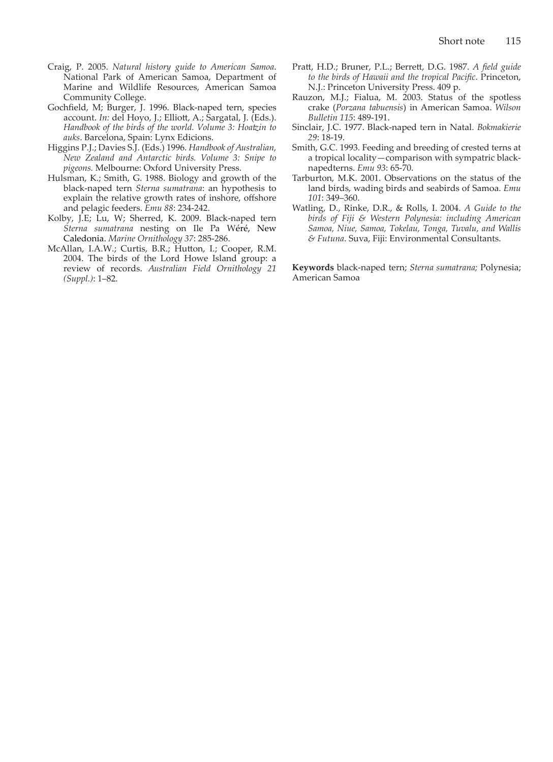Craig, P. 2005. *Natural history guide to American Samoa*. National Park of American Samoa, Department of Marine and Wildlife Resources, American Samoa Community College.

Gochfield, M; Burger, J. 1996. Black-naped tern, species account. *In:* del Hoyo, J.; Elliott, A.; Sargatal, J. (Eds.). *Handbook of the birds of the world. Volume 3: Hoatzin to auks*. Barcelona, Spain: Lynx Edicions.

Higgins P.J.; Davies S.J. (Eds.) 1996. *Handbook of Australian, New Zealand and Antarctic birds. Volume 3: Snipe to pigeons.* Melbourne: Oxford University Press.

Hulsman, K.; Smith, G. 1988. Biology and growth of the black-naped tern *Sterna sumatrana*: an hypothesis to explain the relative growth rates of inshore, offshore and pelagic feeders. *Emu 88*: 234-242.

Kolby, J.E; Lu, W; Sherred, K. 2009. Black-naped tern *Sterna sumatrana* nesting on Ile Pa Wéré, New Caledonia. *Marine Ornithology 37*: 285-286.

McAllan, I.A.W.; Curtis, B.R.; Hutton, I.; Cooper, R.M. 2004. The birds of the Lord Howe Island group: a review of records. *Australian Field Ornithology 21 (Suppl.)*: 1–82.

Pratt, H.D.; Bruner, P.L.; Berrett, D.G. 1987. *A field guide to the birds of Hawaii and the tropical Pacific*. Princeton, N.J.: Princeton University Press. 409 p.

Rauzon, M.J.; Fialua, M. 2003. Status of the spotless crake (*Porzana tabuensis*) in American Samoa. *Wilson Bulletin 115*: 489-191.

Sinclair, J.C. 1977. Black-naped tern in Natal. *Bokmakierie 29*: 18-19.

Smith, G.C. 1993. Feeding and breeding of crested terns at a tropical locality—comparison with sympatric black-napedterns. *Emu 93*: 65-70.

Tarburton, M.K. 2001. Observations on the status of the land birds, wading birds and seabirds of Samoa. *Emu 101*: 349–360.

Watling, D., Rinke, D.R., & Rolls, I. 2004. *A Guide to the birds of Fiji & Western Polynesia: including American Samoa, Niue, Samoa, Tokelau, Tonga, Tuvalu, and Wallis & Futuna*. Suva, Fiji: Environmental Consultants.

**Keywords** black-naped tern; *Sterna sumatrana;* Polynesia; American Samoa